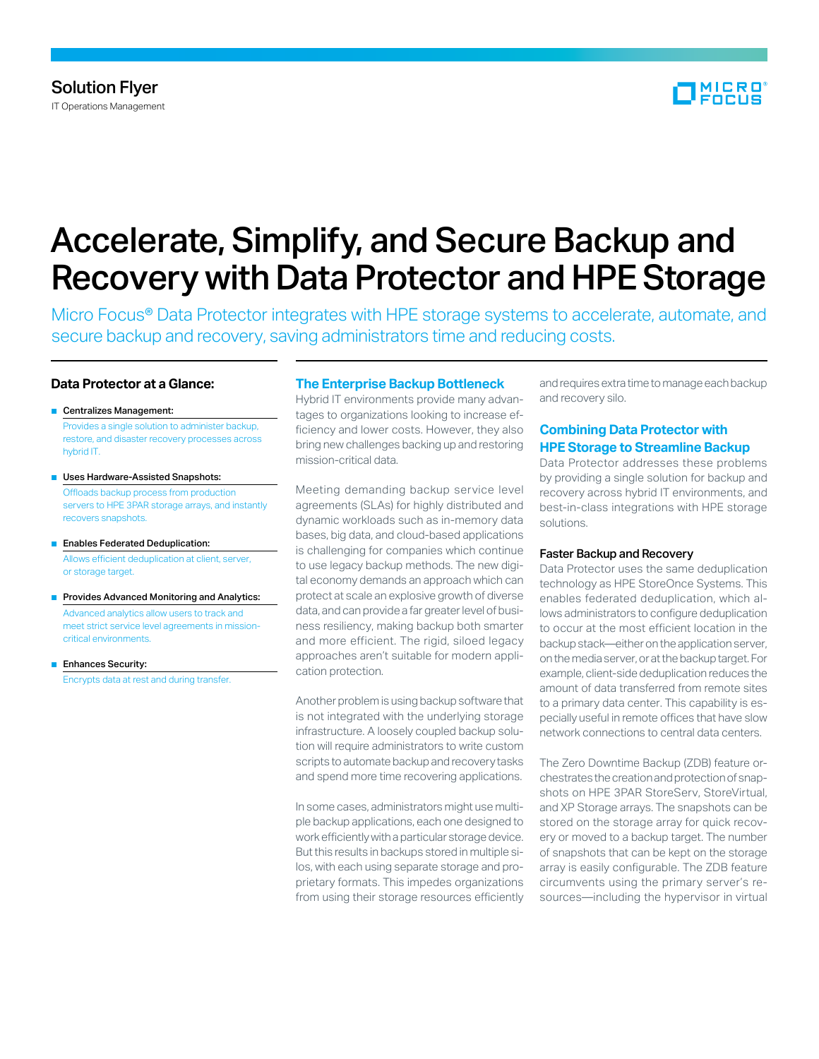Solution Flyer

IT Operations Management

# Accelerate, Simplify, and Secure Backup and Recovery with Data Protector and HPE Storage

Micro Focus® Data Protector integrates with HPE storage systems to accelerate, automate, and secure backup and recovery, saving administrators time and reducing costs.

### Data Protector at a Glance:

- **Centralizes Management:**
  Provides a single solution to administer backup, restore, and disaster recovery processes across hybrid IT.
- **Uses Hardware-Assisted Snapshots:**
  Offloads backup process from production servers to HPE 3PAR storage arrays, and instantly recovers snapshots.
- **Enables Federated Deduplication:**
  Allows efficient deduplication at client, server, or storage target.
- **Provides Advanced Monitoring and Analytics:**
  Advanced analytics allow users to track and meet strict service level agreements in mission-critical environments.
- **Enhances Security:**
  Encrypts data at rest and during transfer.

## The Enterprise Backup Bottleneck

Hybrid IT environments provide many advantages to organizations looking to increase efficiency and lower costs. However, they also bring new challenges backing up and restoring mission-critical data.

Meeting demanding backup service level agreements (SLAs) for highly distributed and dynamic workloads such as in-memory data bases, big data, and cloud-based applications is challenging for companies which continue to use legacy backup methods. The new digital economy demands an approach which can protect at scale an explosive growth of diverse data, and can provide a far greater level of business resiliency, making backup both smarter and more efficient. The rigid, siloed legacy approaches aren't suitable for modern application protection.

Another problem is using backup software that is not integrated with the underlying storage infrastructure. A loosely coupled backup solution will require administrators to write custom scripts to automate backup and recovery tasks and spend more time recovering applications.

In some cases, administrators might use multiple backup applications, each one designed to work efficiently with a particular storage device. But this results in backups stored in multiple silos, with each using separate storage and proprietary formats. This impedes organizations from using their storage resources efficiently and requires extra time to manage each backup and recovery silo.

## Combining Data Protector with HPE Storage to Streamline Backup

Data Protector addresses these problems by providing a single solution for backup and recovery across hybrid IT environments, and best-in-class integrations with HPE storage solutions.

### Faster Backup and Recovery

Data Protector uses the same deduplication technology as HPE StoreOnce Systems. This enables federated deduplication, which allows administrators to configure deduplication to occur at the most efficient location in the backup stack—either on the application server, on the media server, or at the backup target. For example, client-side deduplication reduces the amount of data transferred from remote sites to a primary data center. This capability is especially useful in remote offices that have slow network connections to central data centers.

The Zero Downtime Backup (ZDB) feature orchestrates the creation and protection of snapshots on HPE 3PAR StoreServ, StoreVirtual, and XP Storage arrays. The snapshots can be stored on the storage array for quick recovery or moved to a backup target. The number of snapshots that can be kept on the storage array is easily configurable. The ZDB feature circumvents using the primary server's resources—including the hypervisor in virtual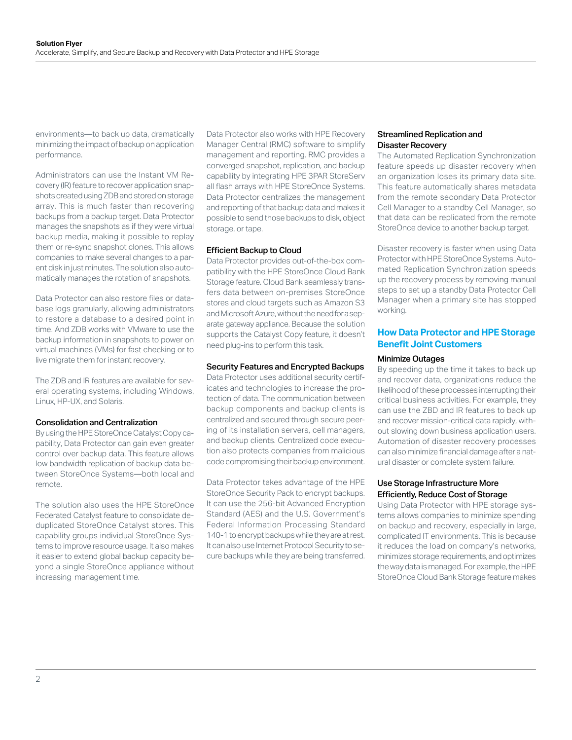environments—to back up data, dramatically minimizing the impact of backup on application performance.

Administrators can use the Instant VM Recovery (IR) feature to recover application snapshots created using ZDB and stored on storage array. This is much faster than recovering backups from a backup target. Data Protector manages the snapshots as if they were virtual backup media, making it possible to replay them or re-sync snapshot clones. This allows companies to make several changes to a parent disk in just minutes. The solution also automatically manages the rotation of snapshots.

Data Protector can also restore files or database logs granularly, allowing administrators to restore a database to a desired point in time. And ZDB works with VMware to use the backup information in snapshots to power on virtual machines (VMs) for fast checking or to live migrate them for instant recovery.

The ZDB and IR features are available for several operating systems, including Windows, Linux, HP-UX, and Solaris.

### Consolidation and Centralization

By using the HPE StoreOnce Catalyst Copy capability, Data Protector can gain even greater control over backup data. This feature allows low bandwidth replication of backup data between StoreOnce Systems—both local and remote.

The solution also uses the HPE StoreOnce Federated Catalyst feature to consolidate deduplicated StoreOnce Catalyst stores. This capability groups individual StoreOnce Systems to improve resource usage. It also makes it easier to extend global backup capacity beyond a single StoreOnce appliance without increasing management time.

Data Protector also works with HPE Recovery Manager Central (RMC) software to simplify management and reporting. RMC provides a converged snapshot, replication, and backup capability by integrating HPE 3PAR StoreServ all flash arrays with HPE StoreOnce Systems. Data Protector centralizes the management and reporting of that backup data and makes it possible to send those backups to disk, object storage, or tape.

### Efficient Backup to Cloud

Data Protector provides out-of-the-box compatibility with the HPE StoreOnce Cloud Bank Storage feature. Cloud Bank seamlessly transfers data between on-premises StoreOnce stores and cloud targets such as Amazon S3 and Microsoft Azure, without the need for a separate gateway appliance. Because the solution supports the Catalyst Copy feature, it doesn't need plug-ins to perform this task.

### Security Features and Encrypted Backups

Data Protector uses additional security certificates and technologies to increase the protection of data. The communication between backup components and backup clients is centralized and secured through secure peering of its installation servers, cell managers, and backup clients. Centralized code execution also protects companies from malicious code compromising their backup environment.

Data Protector takes advantage of the HPE StoreOnce Security Pack to encrypt backups. It can use the 256-bit Advanced Encryption Standard (AES) and the U.S. Government's Federal Information Processing Standard 140-1 to encrypt backups while they are at rest. It can also use Internet Protocol Security to secure backups while they are being transferred.

### Streamlined Replication and Disaster Recovery

The Automated Replication Synchronization feature speeds up disaster recovery when an organization loses its primary data site. This feature automatically shares metadata from the remote secondary Data Protector Cell Manager to a standby Cell Manager, so that data can be replicated from the remote StoreOnce device to another backup target.

Disaster recovery is faster when using Data Protector with HPE StoreOnce Systems. Automated Replication Synchronization speeds up the recovery process by removing manual steps to set up a standby Data Protector Cell Manager when a primary site has stopped working.

## How Data Protector and HPE Storage Benefit Joint Customers

### Minimize Outages

By speeding up the time it takes to back up and recover data, organizations reduce the likelihood of these processes interrupting their critical business activities. For example, they can use the ZBD and IR features to back up and recover mission-critical data rapidly, without slowing down business application users. Automation of disaster recovery processes can also minimize financial damage after a natural disaster or complete system failure.

### Use Storage Infrastructure More Efficiently, Reduce Cost of Storage

Using Data Protector with HPE storage systems allows companies to minimize spending on backup and recovery, especially in large, complicated IT environments. This is because it reduces the load on company's networks, minimizes storage requirements, and optimizes the way data is managed. For example, the HPE StoreOnce Cloud Bank Storage feature makes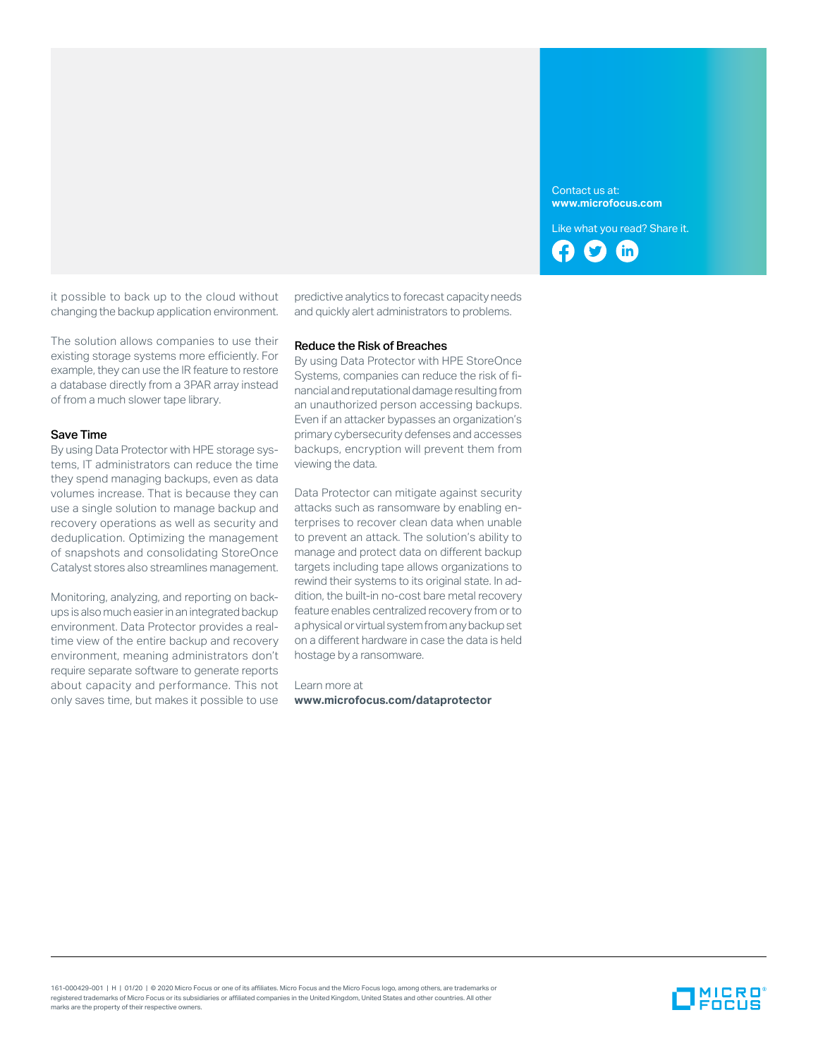it possible to back up to the cloud without changing the backup application environment.

The solution allows companies to use their existing storage systems more efficiently. For example, they can use the IR feature to restore a database directly from a 3PAR array instead of from a much slower tape library.

### Save Time

By using Data Protector with HPE storage systems, IT administrators can reduce the time they spend managing backups, even as data volumes increase. That is because they can use a single solution to manage backup and recovery operations as well as security and deduplication. Optimizing the management of snapshots and consolidating StoreOnce Catalyst stores also streamlines management.

Monitoring, analyzing, and reporting on backups is also much easier in an integrated backup environment. Data Protector provides a real-time view of the entire backup and recovery environment, meaning administrators don't require separate software to generate reports about capacity and performance. This not only saves time, but makes it possible to use predictive analytics to forecast capacity needs and quickly alert administrators to problems.

### Reduce the Risk of Breaches

By using Data Protector with HPE StoreOnce Systems, companies can reduce the risk of financial and reputational damage resulting from an unauthorized person accessing backups. Even if an attacker bypasses an organization's primary cybersecurity defenses and accesses backups, encryption will prevent them from viewing the data.

Data Protector can mitigate against security attacks such as ransomware by enabling enterprises to recover clean data when unable to prevent an attack. The solution's ability to manage and protect data on different backup targets including tape allows organizations to rewind their systems to its original state. In addition, the built-in no-cost bare metal recovery feature enables centralized recovery from or to a physical or virtual system from any backup set on a different hardware in case the data is held hostage by a ransomware.

Learn more at
**www.microfocus.com/dataprotector**

Contact us at:
**www.microfocus.com**

Like what you read? Share it.

161-000429-001 | H | 01/20 | © 2020 Micro Focus or one of its affiliates. Micro Focus and the Micro Focus logo, among others, are trademarks or registered trademarks of Micro Focus or its subsidiaries or affiliated companies in the United Kingdom, United States and other countries. All other marks are the property of their respective owners.